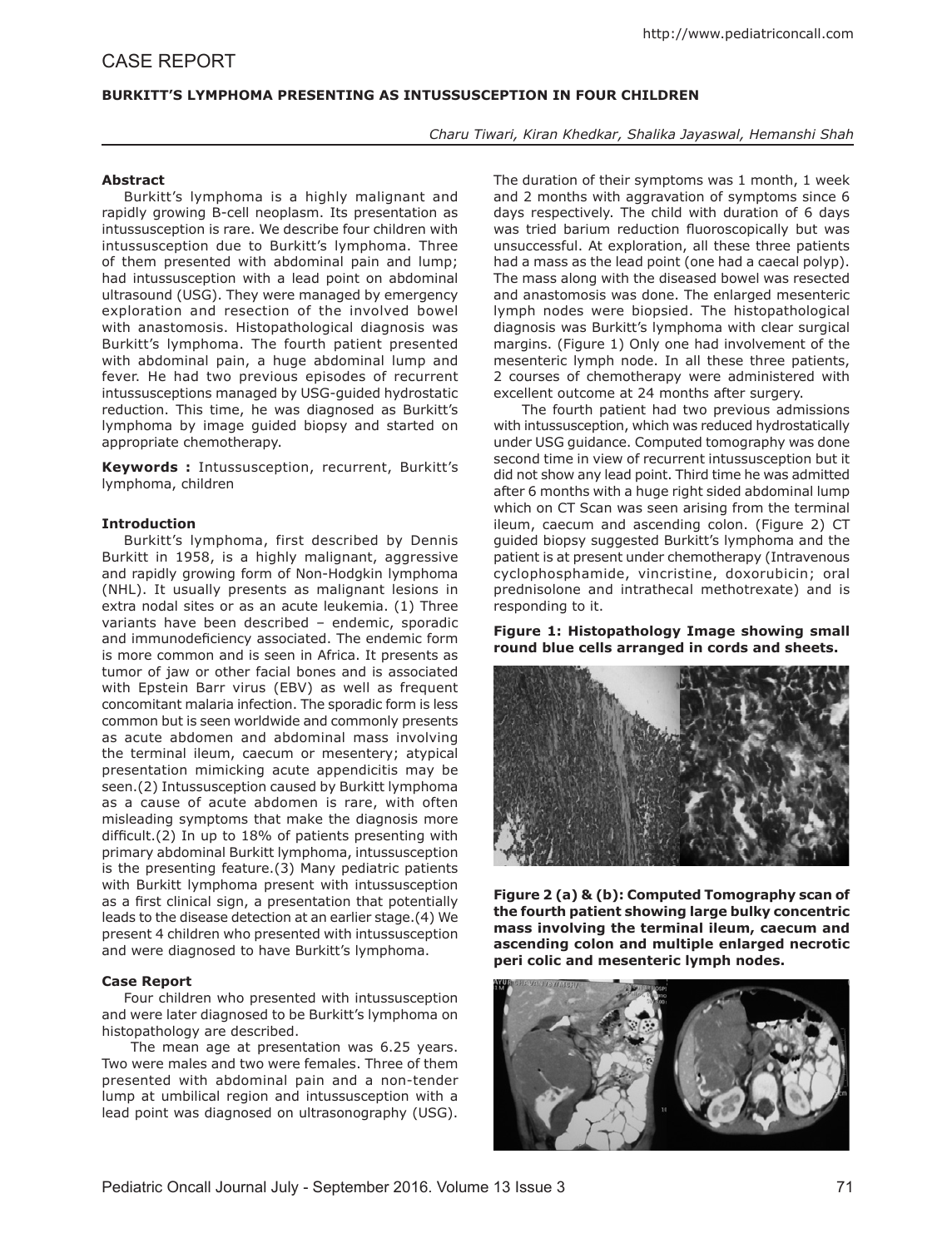CASE REPORT

# BURKITT'S LYMPHOMA PRESENTING AS INTUSSUSCEPTION IN FOUR CHILDREN

*Charu Tiwari, Kiran Khedkar, Shalika Jayaswal, Hemanshi Shah*

### Abstract

Burkitt's lymphoma is a highly malignant and rapidly growing B-cell neoplasm. Its presentation as intussusception is rare. We describe four children with intussusception due to Burkitt's lymphoma. Three of them presented with abdominal pain and lump; had intussusception with a lead point on abdominal ultrasound (USG). They were managed by emergency exploration and resection of the involved bowel with anastomosis. Histopathological diagnosis was Burkitt's lymphoma. The fourth patient presented with abdominal pain, a huge abdominal lump and fever. He had two previous episodes of recurrent intussusceptions managed by USG-guided hydrostatic reduction. This time, he was diagnosed as Burkitt's lymphoma by image guided biopsy and started on appropriate chemotherapy.

**Keywords :** Intussusception, recurrent, Burkitt's lymphoma, children

### Introduction

Burkitt's lymphoma, first described by Dennis Burkitt in 1958, is a highly malignant, aggressive and rapidly growing form of Non-Hodgkin lymphoma (NHL). It usually presents as malignant lesions in extra nodal sites or as an acute leukemia. (1) Three variants have been described – endemic, sporadic and immunodeficiency associated. The endemic form is more common and is seen in Africa. It presents as tumor of jaw or other facial bones and is associated with Epstein Barr virus (EBV) as well as frequent concomitant malaria infection. The sporadic form is less common but is seen worldwide and commonly presents as acute abdomen and abdominal mass involving the terminal ileum, caecum or mesentery; atypical presentation mimicking acute appendicitis may be seen.(2) Intussusception caused by Burkitt lymphoma as a cause of acute abdomen is rare, with often misleading symptoms that make the diagnosis more difficult.(2) In up to 18% of patients presenting with primary abdominal Burkitt lymphoma, intussusception is the presenting feature.(3) Many pediatric patients with Burkitt lymphoma present with intussusception as a first clinical sign, a presentation that potentially leads to the disease detection at an earlier stage.(4) We present 4 children who presented with intussusception and were diagnosed to have Burkitt's lymphoma.

### Case Report

Four children who presented with intussusception and were later diagnosed to be Burkitt's lymphoma on histopathology are described.

The mean age at presentation was 6.25 years. Two were males and two were females. Three of them presented with abdominal pain and a non-tender lump at umbilical region and intussusception with a lead point was diagnosed on ultrasonography (USG). The duration of their symptoms was 1 month, 1 week and 2 months with aggravation of symptoms since 6 days respectively. The child with duration of 6 days was tried barium reduction fluoroscopically but was unsuccessful. At exploration, all these three patients had a mass as the lead point (one had a caecal polyp). The mass along with the diseased bowel was resected and anastomosis was done. The enlarged mesenteric lymph nodes were biopsied. The histopathological diagnosis was Burkitt's lymphoma with clear surgical margins. (Figure 1) Only one had involvement of the mesenteric lymph node. In all these three patients, 2 courses of chemotherapy were administered with excellent outcome at 24 months after surgery.

The fourth patient had two previous admissions with intussusception, which was reduced hydrostatically under USG guidance. Computed tomography was done second time in view of recurrent intussusception but it did not show any lead point. Third time he was admitted after 6 months with a huge right sided abdominal lump which on CT Scan was seen arising from the terminal ileum, caecum and ascending colon. (Figure 2) CT guided biopsy suggested Burkitt's lymphoma and the patient is at present under chemotherapy (Intravenous cyclophosphamide, vincristine, doxorubicin; oral prednisolone and intrathecal methotrexate) and is responding to it.

**Figure 1: Histopathology Image showing small round blue cells arranged in cords and sheets.**

**Figure 2 (a) & (b): Computed Tomography scan of the fourth patient showing large bulky concentric mass involving the terminal ileum, caecum and ascending colon and multiple enlarged necrotic peri colic and mesenteric lymph nodes.**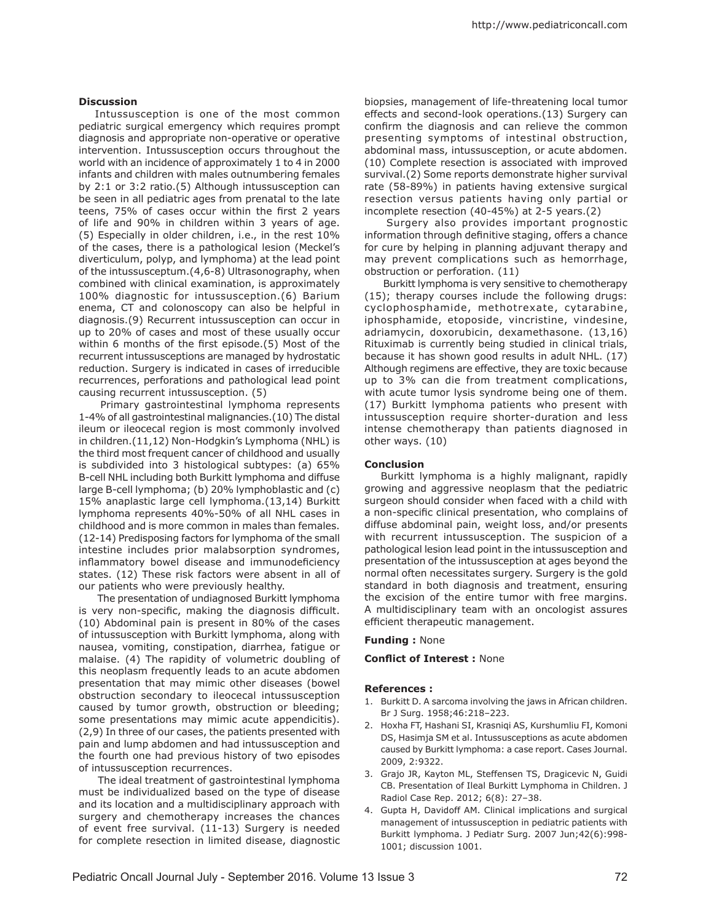**Discussion**

Intussusception is one of the most common pediatric surgical emergency which requires prompt diagnosis and appropriate non-operative or operative intervention. Intussusception occurs throughout the world with an incidence of approximately 1 to 4 in 2000 infants and children with males outnumbering females by 2:1 or 3:2 ratio.(5) Although intussusception can be seen in all pediatric ages from prenatal to the late teens, 75% of cases occur within the first 2 years of life and 90% in children within 3 years of age. (5) Especially in older children, i.e., in the rest 10% of the cases, there is a pathological lesion (Meckel's diverticulum, polyp, and lymphoma) at the lead point of the intussusceptum.(4,6-8) Ultrasonography, when combined with clinical examination, is approximately 100% diagnostic for intussusception.(6) Barium enema, CT and colonoscopy can also be helpful in diagnosis.(9) Recurrent intussusception can occur in up to 20% of cases and most of these usually occur within 6 months of the first episode.(5) Most of the recurrent intussusceptions are managed by hydrostatic reduction. Surgery is indicated in cases of irreducible recurrences, perforations and pathological lead point causing recurrent intussusception. (5)

Primary gastrointestinal lymphoma represents 1-4% of all gastrointestinal malignancies.(10) The distal ileum or ileocecal region is most commonly involved in children.(11,12) Non-Hodgkin's Lymphoma (NHL) is the third most frequent cancer of childhood and usually is subdivided into 3 histological subtypes: (a) 65% B-cell NHL including both Burkitt lymphoma and diffuse large B-cell lymphoma; (b) 20% lymphoblastic and (c) 15% anaplastic large cell lymphoma.(13,14) Burkitt lymphoma represents 40%-50% of all NHL cases in childhood and is more common in males than females. (12-14) Predisposing factors for lymphoma of the small intestine includes prior malabsorption syndromes, inflammatory bowel disease and immunodeficiency states. (12) These risk factors were absent in all of our patients who were previously healthy.

The presentation of undiagnosed Burkitt lymphoma is very non-specific, making the diagnosis difficult. (10) Abdominal pain is present in 80% of the cases of intussusception with Burkitt lymphoma, along with nausea, vomiting, constipation, diarrhea, fatigue or malaise. (4) The rapidity of volumetric doubling of this neoplasm frequently leads to an acute abdomen presentation that may mimic other diseases (bowel obstruction secondary to ileocecal intussusception caused by tumor growth, obstruction or bleeding; some presentations may mimic acute appendicitis). (2,9) In three of our cases, the patients presented with pain and lump abdomen and had intussusception and the fourth one had previous history of two episodes of intussusception recurrences.

The ideal treatment of gastrointestinal lymphoma must be individualized based on the type of disease and its location and a multidisciplinary approach with surgery and chemotherapy increases the chances of event free survival. (11-13) Surgery is needed for complete resection in limited disease, diagnostic biopsies, management of life-threatening local tumor effects and second-look operations.(13) Surgery can confirm the diagnosis and can relieve the common presenting symptoms of intestinal obstruction, abdominal mass, intussusception, or acute abdomen. (10) Complete resection is associated with improved survival.(2) Some reports demonstrate higher survival rate (58-89%) in patients having extensive surgical resection versus patients having only partial or incomplete resection (40-45%) at 2-5 years.(2)

Surgery also provides important prognostic information through definitive staging, offers a chance for cure by helping in planning adjuvant therapy and may prevent complications such as hemorrhage, obstruction or perforation. (11)

Burkitt lymphoma is very sensitive to chemotherapy (15); therapy courses include the following drugs: cyclophosphamide, methotrexate, cytarabine, iphosphamide, etoposide, vincristine, vindesine, adriamycin, doxorubicin, dexamethasone. (13,16) Rituximab is currently being studied in clinical trials, because it has shown good results in adult NHL. (17) Although regimens are effective, they are toxic because up to 3% can die from treatment complications, with acute tumor lysis syndrome being one of them. (17) Burkitt lymphoma patients who present with intussusception require shorter-duration and less intense chemotherapy than patients diagnosed in other ways. (10)

**Conclusion**

Burkitt lymphoma is a highly malignant, rapidly growing and aggressive neoplasm that the pediatric surgeon should consider when faced with a child with a non-specific clinical presentation, who complains of diffuse abdominal pain, weight loss, and/or presents with recurrent intussusception. The suspicion of a pathological lesion lead point in the intussusception and presentation of the intussusception at ages beyond the normal often necessitates surgery. Surgery is the gold standard in both diagnosis and treatment, ensuring the excision of the entire tumor with free margins. A multidisciplinary team with an oncologist assures efficient therapeutic management.

**Funding :** None

**Conflict of Interest :** None

**References :**

1. Burkitt D. A sarcoma involving the jaws in African children. Br J Surg. 1958;46:218–223.
2. Hoxha FT, Hashani SI, Krasniqi AS, Kurshumliu FI, Komoni DS, Hasimja SM et al. Intussusceptions as acute abdomen caused by Burkitt lymphoma: a case report. Cases Journal. 2009, 2:9322.
3. Grajo JR, Kayton ML, Steffensen TS, Dragicevic N, Guidi CB. Presentation of Ileal Burkitt Lymphoma in Children. J Radiol Case Rep. 2012; 6(8): 27–38.
4. Gupta H, Davidoff AM. Clinical implications and surgical management of intussusception in pediatric patients with Burkitt lymphoma. J Pediatr Surg. 2007 Jun;42(6):998-1001; discussion 1001.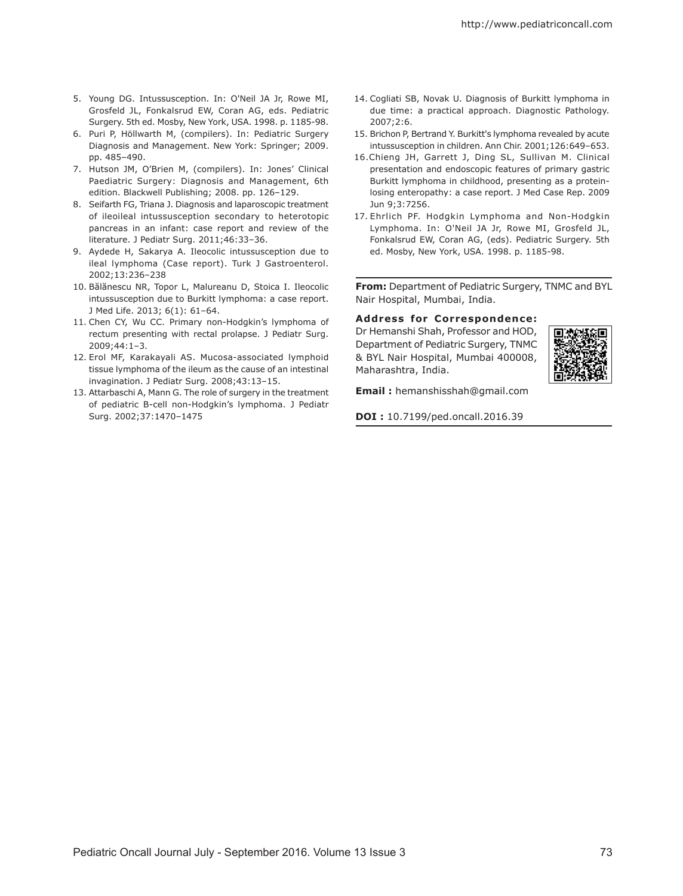5. Young DG. Intussusception. In: O'Neil JA Jr, Rowe MI, Grosfeld JL, Fonkalsrud EW, Coran AG, eds. Pediatric Surgery. 5th ed. Mosby, New York, USA. 1998. p. 1185-98.
6. Puri P, Höllwarth M, (compilers). In: Pediatric Surgery Diagnosis and Management. New York: Springer; 2009. pp. 485–490.
7. Hutson JM, O'Brien M, (compilers). In: Jones' Clinical Paediatric Surgery: Diagnosis and Management, 6th edition. Blackwell Publishing; 2008. pp. 126–129.
8. Seifarth FG, Triana J. Diagnosis and laparoscopic treatment of ileoileal intussusception secondary to heterotopic pancreas in an infant: case report and review of the literature. J Pediatr Surg. 2011;46:33–36.
9. Aydede H, Sakarya A. Ileocolic intussusception due to ileal lymphoma (Case report). Turk J Gastroenterol. 2002;13:236–238
10. Bălănescu NR, Topor L, Malureanu D, Stoica I. Ileocolic intussusception due to Burkitt lymphoma: a case report. J Med Life. 2013; 6(1): 61–64.
11. Chen CY, Wu CC. Primary non-Hodgkin's lymphoma of rectum presenting with rectal prolapse. J Pediatr Surg. 2009;44:1–3.
12. Erol MF, Karakayali AS. Mucosa-associated lymphoid tissue lymphoma of the ileum as the cause of an intestinal invagination. J Pediatr Surg. 2008;43:13–15.
13. Attarbaschi A, Mann G. The role of surgery in the treatment of pediatric B-cell non-Hodgkin's lymphoma. J Pediatr Surg. 2002;37:1470–1475
14. Cogliati SB, Novak U. Diagnosis of Burkitt lymphoma in due time: a practical approach. Diagnostic Pathology. 2007;2:6.
15. Brichon P, Bertrand Y. Burkitt's lymphoma revealed by acute intussusception in children. Ann Chir. 2001;126:649–653.
16. Chieng JH, Garrett J, Ding SL, Sullivan M. Clinical presentation and endoscopic features of primary gastric Burkitt lymphoma in childhood, presenting as a protein-losing enteropathy: a case report. J Med Case Rep. 2009 Jun 9;3:7256.
17. Ehrlich PF. Hodgkin Lymphoma and Non-Hodgkin Lymphoma. In: O'Neil JA Jr, Rowe MI, Grosfeld JL, Fonkalsrud EW, Coran AG, (eds). Pediatric Surgery. 5th ed. Mosby, New York, USA. 1998. p. 1185-98.

**From:** Department of Pediatric Surgery, TNMC and BYL Nair Hospital, Mumbai, India.

**Address for Correspondence:**
Dr Hemanshi Shah, Professor and HOD, Department of Pediatric Surgery, TNMC & BYL Nair Hospital, Mumbai 400008, Maharashtra, India.

**Email :** hemanshisshah@gmail.com

**DOI :** 10.7199/ped.oncall.2016.39